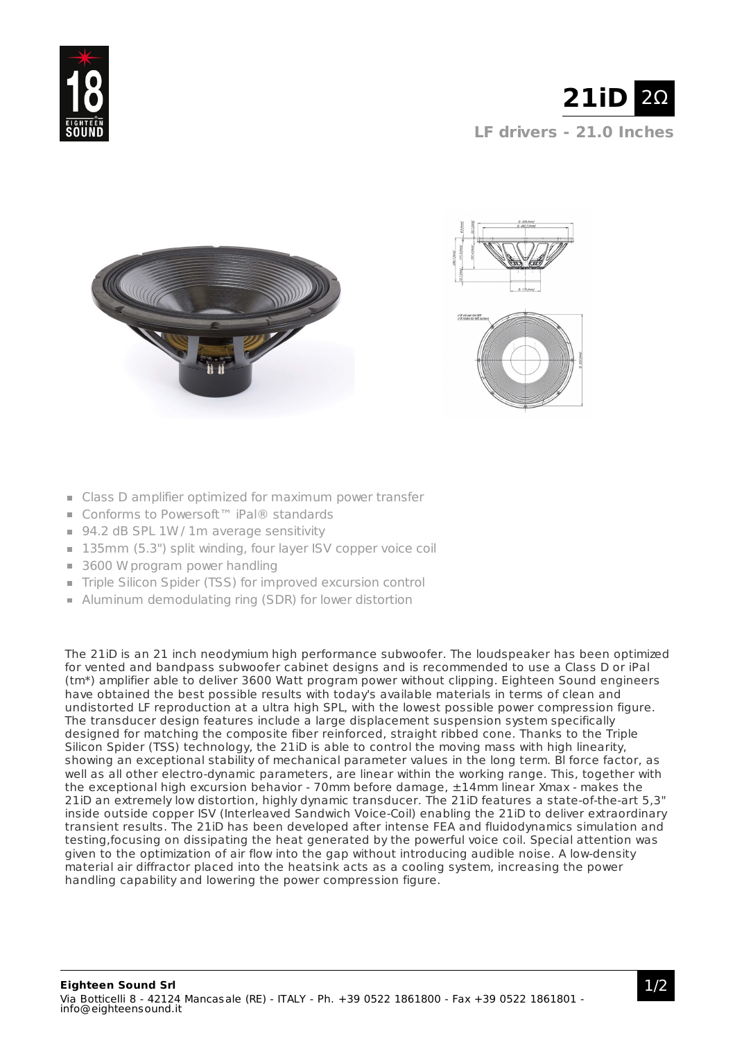# 21iD 2Ω

## LF drivers - 21.0 Inches

- Class D amplifier optimized for maximum power transfer
- Conforms to Powersoft™ iPal® standards
- 94.2 dB SPL 1W / 1m average sensitivity
- 135mm (5.3") split winding, four layer ISV copper voice coil
- 3600 W program power handling
- Triple Silicon Spider (TSS) for improved excursion control
- Aluminum demodulating ring (SDR) for lower distortion

The 21iD is an 21 inch neodymium high performance subwoofer. The loudspeaker has been optimized for vented and bandpass subwoofer cabinet designs and is recommended to use a Class D or iPal (tm*) amplifier able to deliver 3600 Watt program power without clipping. Eighteen Sound engineers have obtained the best possible results with today's available materials in terms of clean and undistorted LF reproduction at a ultra high SPL, with the lowest possible power compression figure. The transducer design features include a large displacement suspension system specifically designed for matching the composite fiber reinforced, straight ribbed cone. Thanks to the Triple Silicon Spider (TSS) technology, the 21iD is able to control the moving mass with high linearity, showing an exceptional stability of mechanical parameter values in the long term. Bl force factor, as well as all other electro-dynamic parameters, are linear within the working range. This, together with the exceptional high excursion behavior - 70mm before damage, ±14mm linear Xmax - makes the 21iD an extremely low distortion, highly dynamic transducer. The 21iD features a state-of-the-art 5,3" inside outside copper ISV (Interleaved Sandwich Voice-Coil) enabling the 21iD to deliver extraordinary transient results. The 21iD has been developed after intense FEA and fluidodynamics simulation and testing,focusing on dissipating the heat generated by the powerful voice coil. Special attention was given to the optimization of air flow into the gap without introducing audible noise. A low-density material air diffractor placed into the heatsink acts as a cooling system, increasing the power handling capability and lowering the power compression figure.

**Eighteen Sound Srl**
Via Botticelli 8 - 42124 Mancasale (RE) - ITALY - Ph. +39 0522 1861800 - Fax +39 0522 1861801 - info@eighteensound.it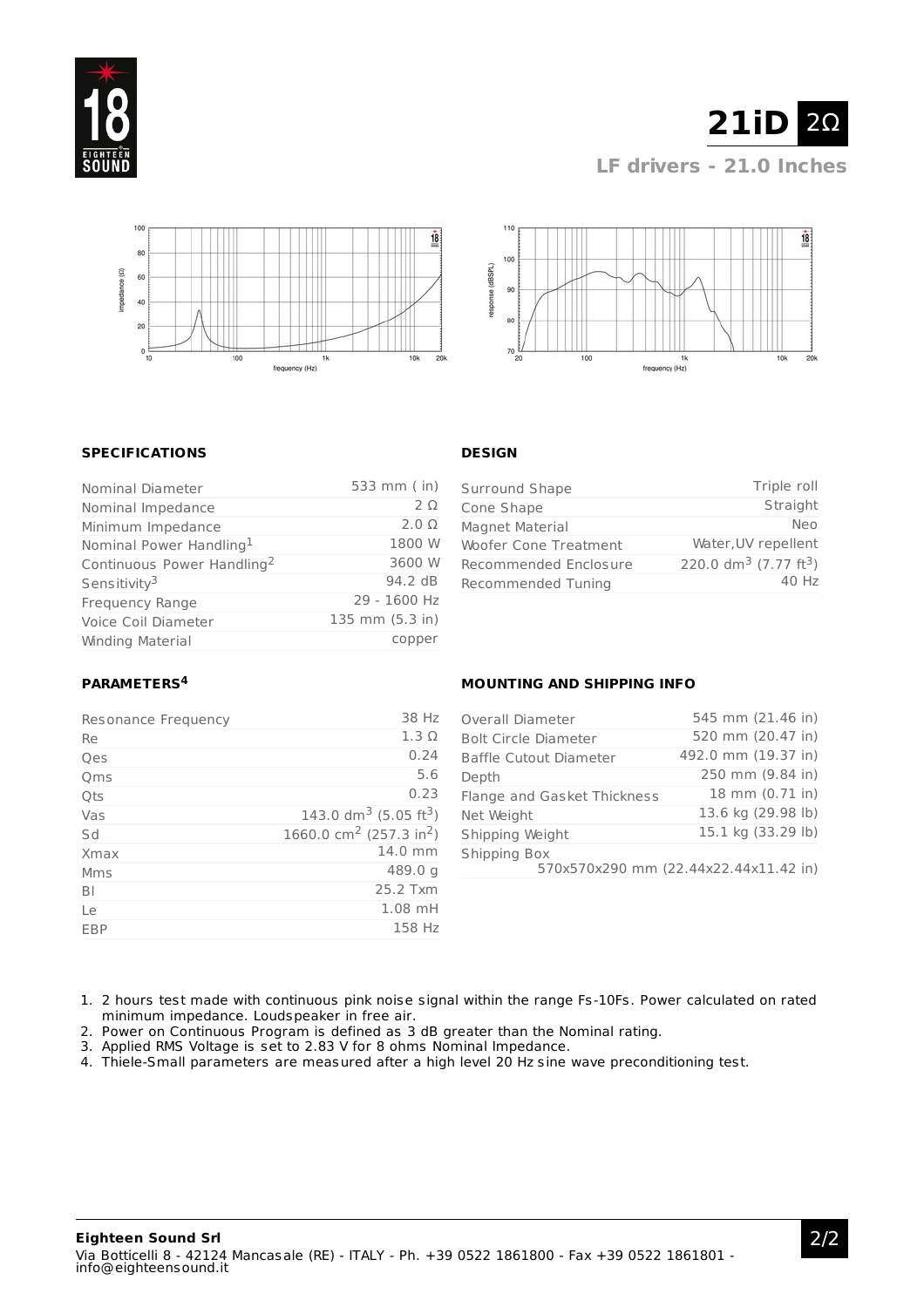# 21iD 2Ω

## LF drivers - 21.0 Inches

impedance (Ω)
100
80
60
40
20
0
10
100
1k
10k
20k
frequency (Hz)

response (dBSPL)
110
100
90
80
70
20
100
1k
10k
20k
frequency (Hz)

### SPECIFICATIONS

| | |
|---|---|
| Nominal Diameter | 533 mm ( in) |
| Nominal Impedance | 2 Ω |
| Minimum Impedance | 2.0 Ω |
| Nominal Power Handling[1] | 1800 W |
| Continuous Power Handling[2] | 3600 W |
| Sensitivity[3] | 94.2 dB |
| Frequency Range | 29 - 1600 Hz |
| Voice Coil Diameter | 135 mm (5.3 in) |
| Winding Material | copper |

### DESIGN

| | |
|---|---|
| Surround Shape | Triple roll |
| Cone Shape | Straight |
| Magnet Material | Neo |
| Woofer Cone Treatment | Water,UV repellent |
| Recommended Enclosure | 220.0 $dm^3$ (7.77 $ft^3$) |
| Recommended Tuning | 40 Hz |

### PARAMETERS[4]

| | |
|---|---|
| Resonance Frequency | 38 Hz |
| Re | 1.3 Ω |
| Qes | 0.24 |
| Qms | 5.6 |
| Qts | 0.23 |
| Vas | 143.0 $dm^3$ (5.05 $ft^3$) |
| Sd | 1660.0 $cm^2$ (257.3 $in^2$) |
| Xmax | 14.0 mm |
| Mms | 489.0 g |
| Bl | 25.2 Txm |
| Le | 1.08 mH |
| EBP | 158 Hz |

### MOUNTING AND SHIPPING INFO

| | |
|---|---|
| Overall Diameter | 545 mm (21.46 in) |
| Bolt Circle Diameter | 520 mm (20.47 in) |
| Baffle Cutout Diameter | 492.0 mm (19.37 in) |
| Depth | 250 mm (9.84 in) |
| Flange and Gasket Thickness | 18 mm (0.71 in) |
| Net Weight | 13.6 kg (29.98 lb) |
| Shipping Weight | 15.1 kg (33.29 lb) |
| Shipping Box | 570x570x290 mm (22.44x22.44x11.42 in) |

1. 2 hours test made with continuous pink noise signal within the range Fs-10Fs. Power calculated on rated minimum impedance. Loudspeaker in free air.
2. Power on Continuous Program is defined as 3 dB greater than the Nominal rating.
3. Applied RMS Voltage is set to 2.83 V for 8 ohms Nominal Impedance.
4. Thiele-Small parameters are measured after a high level 20 Hz sine wave preconditioning test.

**Eighteen Sound Srl**
Via Botticelli 8 - 42124 Mancasale (RE) - ITALY - Ph. +39 0522 1861800 - Fax +39 0522 1861801 - info@eighteensound.it